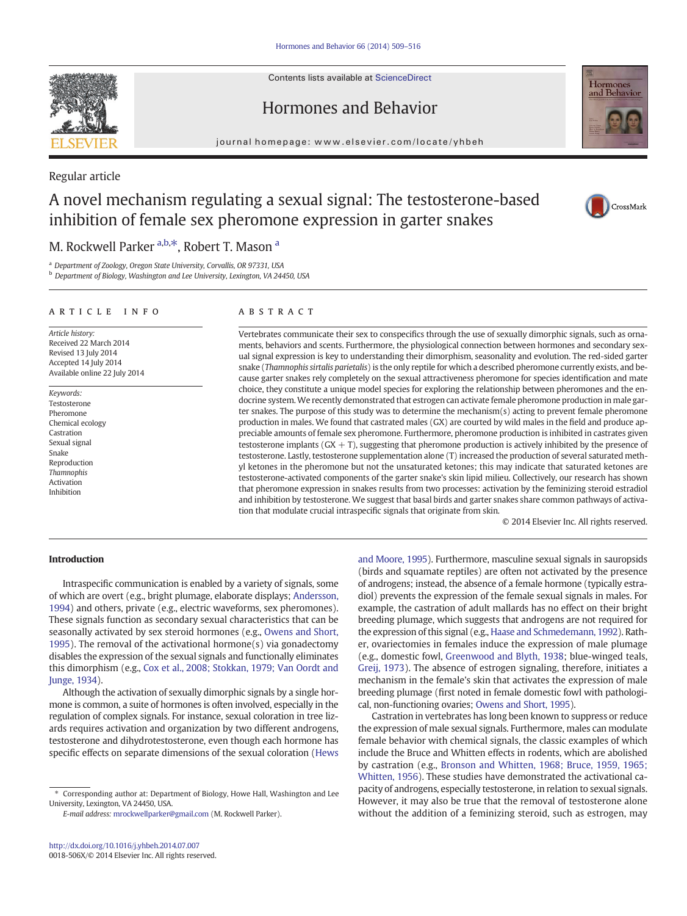Contents lists available at ScienceDirect

# Hormones and Behavior

journal homepage: www.elsevier.com/locate/yhbeh

Regular article

# A novel mechanism regulating a sexual signal: The testosterone-based inhibition of female sex pheromone expression in garter snakes

M. Rockwell Parker [a,b,*], Robert T. Mason [a]

[a] Department of Zoology, Oregon State University, Corvallis, OR 97331, USA
[b] Department of Biology, Washington and Lee University, Lexington, VA 24450, USA

## ARTICLE INFO

*Article history:*
Received 22 March 2014
Revised 13 July 2014
Accepted 14 July 2014
Available online 22 July 2014

*Keywords:*
Testosterone
Pheromone
Chemical ecology
Castration
Sexual signal
Snake
Reproduction
*Thamnophis*
Activation
Inhibition

## ABSTRACT

Vertebrates communicate their sex to conspecifics through the use of sexually dimorphic signals, such as ornaments, behaviors and scents. Furthermore, the physiological connection between hormones and secondary sexual signal expression is key to understanding their dimorphism, seasonality and evolution. The red-sided garter snake (*Thamnophis sirtalis parietalis*) is the only reptile for which a described pheromone currently exists, and because garter snakes rely completely on the sexual attractiveness pheromone for species identification and mate choice, they constitute a unique model species for exploring the relationship between pheromones and the endocrine system. We recently demonstrated that estrogen can activate female pheromone production in male garter snakes. The purpose of this study was to determine the mechanism(s) acting to prevent female pheromone production in males. We found that castrated males (GX) are courted by wild males in the field and produce appreciable amounts of female sex pheromone. Furthermore, pheromone production is inhibited in castrates given testosterone implants (GX + T), suggesting that pheromone production is actively inhibited by the presence of testosterone. Lastly, testosterone supplementation alone (T) increased the production of several saturated methyl ketones in the pheromone but not the unsaturated ketones; this may indicate that saturated ketones are testosterone-activated components of the garter snake's skin lipid milieu. Collectively, our research has shown that pheromone expression in snakes results from two processes: activation by the feminizing steroid estradiol and inhibition by testosterone. We suggest that basal birds and garter snakes share common pathways of activation that modulate crucial intraspecific signals that originate from skin.

© 2014 Elsevier Inc. All rights reserved.

## Introduction

Intraspecific communication is enabled by a variety of signals, some of which are overt (e.g., bright plumage, elaborate displays; Andersson, 1994) and others, private (e.g., electric waveforms, sex pheromones). These signals function as secondary sexual characteristics that can be seasonally activated by sex steroid hormones (e.g., Owens and Short, 1995). The removal of the activational hormone(s) via gonadectomy disables the expression of the sexual signals and functionally eliminates this dimorphism (e.g., Cox et al., 2008; Stokkan, 1979; Van Oordt and Junge, 1934).

Although the activation of sexually dimorphic signals by a single hormone is common, a suite of hormones is often involved, especially in the regulation of complex signals. For instance, sexual coloration in tree lizards requires activation and organization by two different androgens, testosterone and dihydrotestosterone, even though each hormone has specific effects on separate dimensions of the sexual coloration (Hews and Moore, 1995). Furthermore, masculine sexual signals in sauropsids (birds and squamate reptiles) are often not activated by the presence of androgens; instead, the absence of a female hormone (typically estradiol) prevents the expression of the female sexual signals in males. For example, the castration of adult mallards has no effect on their bright breeding plumage, which suggests that androgens are not required for the expression of this signal (e.g., Haase and Schmedemann, 1992). Rather, ovariectomies in females induce the expression of male plumage (e.g., domestic fowl, Greenwood and Blyth, 1938; blue-winged teals, Greij, 1973). The absence of estrogen signaling, therefore, initiates a mechanism in the female's skin that activates the expression of male breeding plumage (first noted in female domestic fowl with pathological, non-functioning ovaries; Owens and Short, 1995).

Castration in vertebrates has long been known to suppress or reduce the expression of male sexual signals. Furthermore, males can modulate female behavior with chemical signals, the classic examples of which include the Bruce and Whitten effects in rodents, which are abolished by castration (e.g., Bronson and Whitten, 1968; Bruce, 1959, 1965; Whitten, 1956). These studies have demonstrated the activational capacity of androgens, especially testosterone, in relation to sexual signals. However, it may also be true that the removal of testosterone alone without the addition of a feminizing steroid, such as estrogen, may

* Corresponding author at: Department of Biology, Howe Hall, Washington and Lee University, Lexington, VA 24450, USA.
*E-mail address:* mrockwellparker@gmail.com (M. Rockwell Parker).

http://dx.doi.org/10.1016/j.yhbeh.2014.07.007
0018-506X/© 2014 Elsevier Inc. All rights reserved.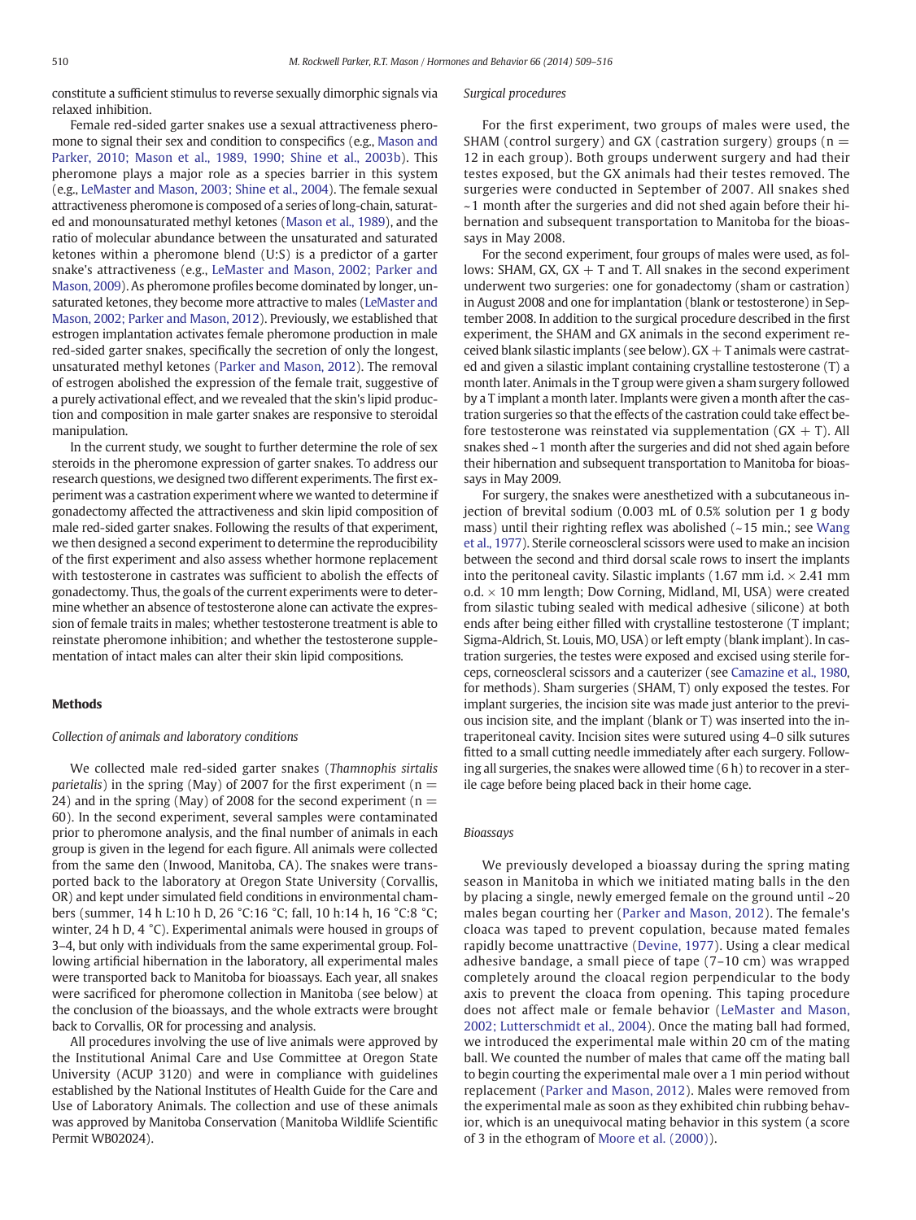constitute a sufficient stimulus to reverse sexually dimorphic signals via relaxed inhibition.

Female red-sided garter snakes use a sexual attractiveness pheromone to signal their sex and condition to conspecifics (e.g., Mason and Parker, 2010; Mason et al., 1989, 1990; Shine et al., 2003b). This pheromone plays a major role as a species barrier in this system (e.g., LeMaster and Mason, 2003; Shine et al., 2004). The female sexual attractiveness pheromone is composed of a series of long-chain, saturated and monounsaturated methyl ketones (Mason et al., 1989), and the ratio of molecular abundance between the unsaturated and saturated ketones within a pheromone blend (U:S) is a predictor of a garter snake's attractiveness (e.g., LeMaster and Mason, 2002; Parker and Mason, 2009). As pheromone profiles become dominated by longer, unsaturated ketones, they become more attractive to males (LeMaster and Mason, 2002; Parker and Mason, 2012). Previously, we established that estrogen implantation activates female pheromone production in male red-sided garter snakes, specifically the secretion of only the longest, unsaturated methyl ketones (Parker and Mason, 2012). The removal of estrogen abolished the expression of the female trait, suggestive of a purely activational effect, and we revealed that the skin's lipid production and composition in male garter snakes are responsive to steroidal manipulation.

In the current study, we sought to further determine the role of sex steroids in the pheromone expression of garter snakes. To address our research questions, we designed two different experiments. The first experiment was a castration experiment where we wanted to determine if gonadectomy affected the attractiveness and skin lipid composition of male red-sided garter snakes. Following the results of that experiment, we then designed a second experiment to determine the reproducibility of the first experiment and also assess whether hormone replacement with testosterone in castrates was sufficient to abolish the effects of gonadectomy. Thus, the goals of the current experiments were to determine whether an absence of testosterone alone can activate the expression of female traits in males; whether testosterone treatment is able to reinstate pheromone inhibition; and whether the testosterone supplementation of intact males can alter their skin lipid compositions.

## Methods

### Collection of animals and laboratory conditions

We collected male red-sided garter snakes (*Thamnophis sirtalis parietalis*) in the spring (May) of 2007 for the first experiment ($n = 24$) and in the spring (May) of 2008 for the second experiment ($n = 60$). In the second experiment, several samples were contaminated prior to pheromone analysis, and the final number of animals in each group is given in the legend for each figure. All animals were collected from the same den (Inwood, Manitoba, CA). The snakes were transported back to the laboratory at Oregon State University (Corvallis, OR) and kept under simulated field conditions in environmental chambers (summer, 14 h L:10 h D, 26 °C:16 °C; fall, 10 h:14 h, 16 °C:8 °C; winter, 24 h D, 4 °C). Experimental animals were housed in groups of 3–4, but only with individuals from the same experimental group. Following artificial hibernation in the laboratory, all experimental males were transported back to Manitoba for bioassays. Each year, all snakes were sacrificed for pheromone collection in Manitoba (see below) at the conclusion of the bioassays, and the whole extracts were brought back to Corvallis, OR for processing and analysis.

All procedures involving the use of live animals were approved by the Institutional Animal Care and Use Committee at Oregon State University (ACUP 3120) and were in compliance with guidelines established by the National Institutes of Health Guide for the Care and Use of Laboratory Animals. The collection and use of these animals was approved by Manitoba Conservation (Manitoba Wildlife Scientific Permit WB02024).

### Surgical procedures

For the first experiment, two groups of males were used, the SHAM (control surgery) and GX (castration surgery) groups ($n = 12$ in each group). Both groups underwent surgery and had their testes exposed, but the GX animals had their testes removed. The surgeries were conducted in September of 2007. All snakes shed ~1 month after the surgeries and did not shed again before their hibernation and subsequent transportation to Manitoba for the bioassays in May 2008.

For the second experiment, four groups of males were used, as follows: SHAM, GX, GX + T and T. All snakes in the second experiment underwent two surgeries: one for gonadectomy (sham or castration) in August 2008 and one for implantation (blank or testosterone) in September 2008. In addition to the surgical procedure described in the first experiment, the SHAM and GX animals in the second experiment received blank silastic implants (see below). GX + T animals were castrated and given a silastic implant containing crystalline testosterone (T) a month later. Animals in the T group were given a sham surgery followed by a T implant a month later. Implants were given a month after the castration surgeries so that the effects of the castration could take effect before testosterone was reinstated via supplementation (GX + T). All snakes shed ~1 month after the surgeries and did not shed again before their hibernation and subsequent transportation to Manitoba for bioassays in May 2009.

For surgery, the snakes were anesthetized with a subcutaneous injection of brevital sodium (0.003 mL of 0.5% solution per 1 g body mass) until their righting reflex was abolished (~15 min.; see Wang et al., 1977). Sterile corneoscleral scissors were used to make an incision between the second and third dorsal scale rows to insert the implants into the peritoneal cavity. Silastic implants (1.67 mm i.d. × 2.41 mm o.d. × 10 mm length; Dow Corning, Midland, MI, USA) were created from silastic tubing sealed with medical adhesive (silicone) at both ends after being either filled with crystalline testosterone (T implant; Sigma-Aldrich, St. Louis, MO, USA) or left empty (blank implant). In castration surgeries, the testes were exposed and excised using sterile forceps, corneoscleral scissors and a cauterizer (see Camazine et al., 1980, for methods). Sham surgeries (SHAM, T) only exposed the testes. For implant surgeries, the incision site was made just anterior to the previous incision site, and the implant (blank or T) was inserted into the intraperitoneal cavity. Incision sites were sutured using 4–0 silk sutures fitted to a small cutting needle immediately after each surgery. Following all surgeries, the snakes were allowed time (6 h) to recover in a sterile cage before being placed back in their home cage.

### Bioassays

We previously developed a bioassay during the spring mating season in Manitoba in which we initiated mating balls in the den by placing a single, newly emerged female on the ground until ~20 males began courting her (Parker and Mason, 2012). The female's cloaca was taped to prevent copulation, because mated females rapidly become unattractive (Devine, 1977). Using a clear medical adhesive bandage, a small piece of tape (7–10 cm) was wrapped completely around the cloacal region perpendicular to the body axis to prevent the cloaca from opening. This taping procedure does not affect male or female behavior (LeMaster and Mason, 2002; Lutterschmidt et al., 2004). Once the mating ball had formed, we introduced the experimental male within 20 cm of the mating ball. We counted the number of males that came off the mating ball to begin courting the experimental male over a 1 min period without replacement (Parker and Mason, 2012). Males were removed from the experimental male as soon as they exhibited chin rubbing behavior, which is an unequivocal mating behavior in this system (a score of 3 in the ethogram of Moore et al. (2000)).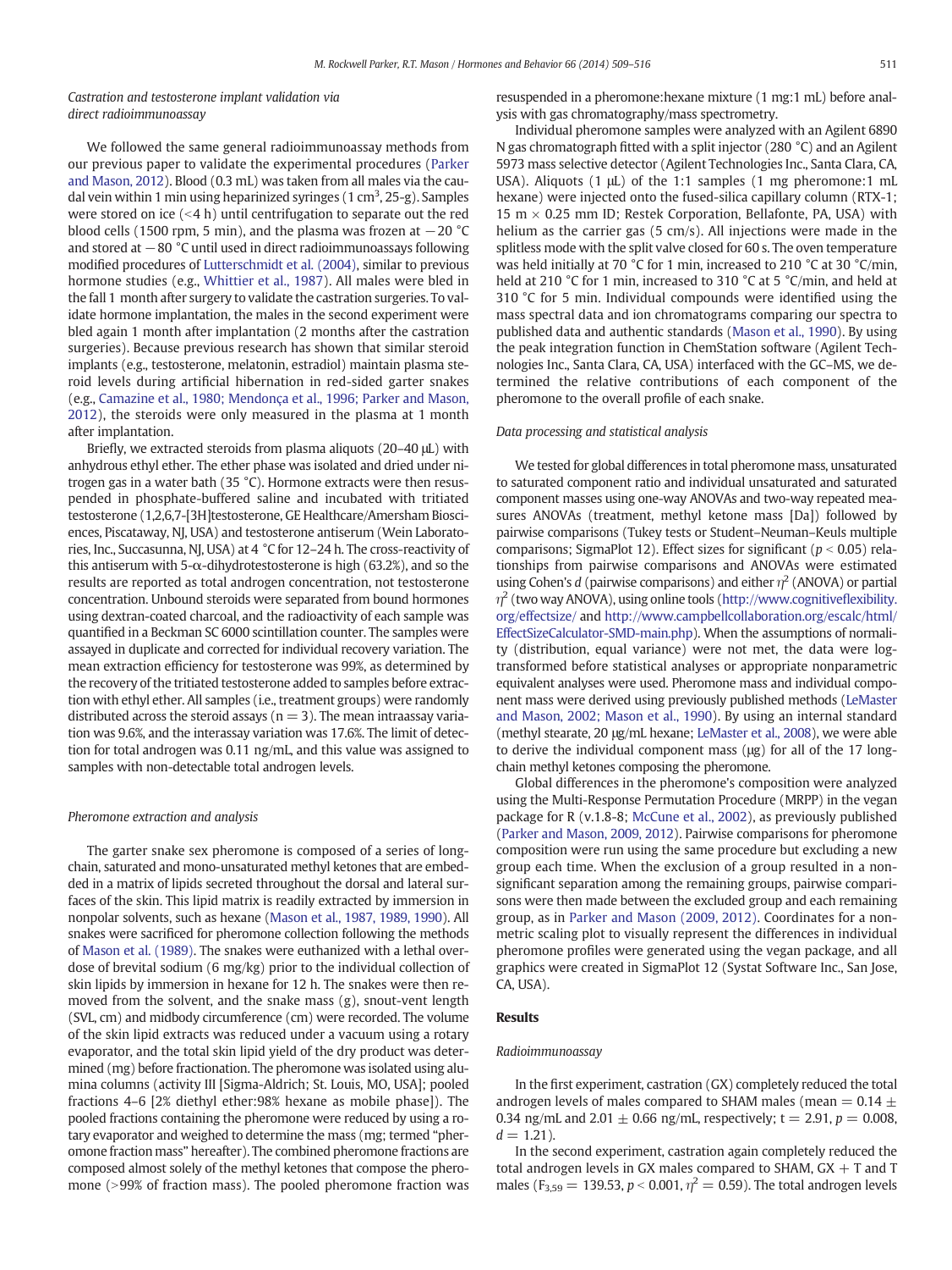*Castration and testosterone implant validation via direct radioimmunoassay*

We followed the same general radioimmunoassay methods from our previous paper to validate the experimental procedures (Parker and Mason, 2012). Blood (0.3 mL) was taken from all males via the caudal vein within 1 min using heparinized syringes (1 $cm^3$, 25-g). Samples were stored on ice (<4 h) until centrifugation to separate out the red blood cells (1500 rpm, 5 min), and the plasma was frozen at −20 °C and stored at −80 °C until used in direct radioimmunoassays following modified procedures of Lutterschmidt et al. (2004), similar to previous hormone studies (e.g., Whittier et al., 1987). All males were bled in the fall 1 month after surgery to validate the castration surgeries. To validate hormone implantation, the males in the second experiment were bled again 1 month after implantation (2 months after the castration surgeries). Because previous research has shown that similar steroid implants (e.g., testosterone, melatonin, estradiol) maintain plasma steroid levels during artificial hibernation in red-sided garter snakes (e.g., Camazine et al., 1980; Mendonça et al., 1996; Parker and Mason, 2012), the steroids were only measured in the plasma at 1 month after implantation.

Briefly, we extracted steroids from plasma aliquots (20–40 μL) with anhydrous ethyl ether. The ether phase was isolated and dried under nitrogen gas in a water bath (35 °C). Hormone extracts were then resuspended in phosphate-buffered saline and incubated with tritiated testosterone (1,2,6,7-[3H]testosterone, GE Healthcare/Amersham Biosciences, Piscataway, NJ, USA) and testosterone antiserum (Wein Laboratories, Inc., Succasunna, NJ, USA) at 4 °C for 12–24 h. The cross-reactivity of this antiserum with 5-α-dihydrotestosterone is high (63.2%), and so the results are reported as total androgen concentration, not testosterone concentration. Unbound steroids were separated from bound hormones using dextran-coated charcoal, and the radioactivity of each sample was quantified in a Beckman SC 6000 scintillation counter. The samples were assayed in duplicate and corrected for individual recovery variation. The mean extraction efficiency for testosterone was 99%, as determined by the recovery of the tritiated testosterone added to samples before extraction with ethyl ether. All samples (i.e., treatment groups) were randomly distributed across the steroid assays ($n = 3$). The mean intraassay variation was 9.6%, and the interassay variation was 17.6%. The limit of detection for total androgen was 0.11 ng/mL, and this value was assigned to samples with non-detectable total androgen levels.

*Pheromone extraction and analysis*

The garter snake sex pheromone is composed of a series of long-chain, saturated and mono-unsaturated methyl ketones that are embedded in a matrix of lipids secreted throughout the dorsal and lateral surfaces of the skin. This lipid matrix is readily extracted by immersion in nonpolar solvents, such as hexane (Mason et al., 1987, 1989, 1990). All snakes were sacrificed for pheromone collection following the methods of Mason et al. (1989). The snakes were euthanized with a lethal overdose of brevital sodium (6 mg/kg) prior to the individual collection of skin lipids by immersion in hexane for 12 h. The snakes were then removed from the solvent, and the snake mass (g), snout-vent length (SVL, cm) and midbody circumference (cm) were recorded. The volume of the skin lipid extracts was reduced under a vacuum using a rotary evaporator, and the total skin lipid yield of the dry product was determined (mg) before fractionation. The pheromone was isolated using alumina columns (activity III [Sigma-Aldrich; St. Louis, MO, USA]; pooled fractions 4–6 [2% diethyl ether:98% hexane as mobile phase]). The pooled fractions containing the pheromone were reduced by using a rotary evaporator and weighed to determine the mass (mg; termed "pheromone fraction mass" hereafter). The combined pheromone fractions are composed almost solely of the methyl ketones that compose the pheromone (>99% of fraction mass). The pooled pheromone fraction was resuspended in a pheromone:hexane mixture (1 mg:1 mL) before analysis with gas chromatography/mass spectrometry.

Individual pheromone samples were analyzed with an Agilent 6890 N gas chromatograph fitted with a split injector (280 °C) and an Agilent 5973 mass selective detector (Agilent Technologies Inc., Santa Clara, CA, USA). Aliquots (1 μL) of the 1:1 samples (1 mg pheromone:1 mL hexane) were injected onto the fused-silica capillary column (RTX-1; 15 m × 0.25 mm ID; Restek Corporation, Bellafonte, PA, USA) with helium as the carrier gas (5 cm/s). All injections were made in the splitless mode with the split valve closed for 60 s. The oven temperature was held initially at 70 °C for 1 min, increased to 210 °C at 30 °C/min, held at 210 °C for 1 min, increased to 310 °C at 5 °C/min, and held at 310 °C for 5 min. Individual compounds were identified using the mass spectral data and ion chromatograms comparing our spectra to published data and authentic standards (Mason et al., 1990). By using the peak integration function in ChemStation software (Agilent Technologies Inc., Santa Clara, CA, USA) interfaced with the GC–MS, we determined the relative contributions of each component of the pheromone to the overall profile of each snake.

*Data processing and statistical analysis*

We tested for global differences in total pheromone mass, unsaturated to saturated component ratio and individual unsaturated and saturated component masses using one-way ANOVAs and two-way repeated measures ANOVAs (treatment, methyl ketone mass [Da]) followed by pairwise comparisons (Tukey tests or Student–Neuman–Keuls multiple comparisons; SigmaPlot 12). Effect sizes for significant ($p < 0.05$) relationships from pairwise comparisons and ANOVAs were estimated using Cohen's $d$ (pairwise comparisons) and either $\eta^2$ (ANOVA) or partial $\eta^2$ (two way ANOVA), using online tools (http://www.cognitiveflexibility.org/effectsize/ and http://www.campbellcollaboration.org/escalc/html/EffectSizeCalculator-SMD-main.php). When the assumptions of normality (distribution, equal variance) were not met, the data were log-transformed before statistical analyses or appropriate nonparametric equivalent analyses were used. Pheromone mass and individual component mass were derived using previously published methods (LeMaster and Mason, 2002; Mason et al., 1990). By using an internal standard (methyl stearate, 20 μg/mL hexane; LeMaster et al., 2008), we were able to derive the individual component mass (μg) for all of the 17 long-chain methyl ketones composing the pheromone.

Global differences in the pheromone's composition were analyzed using the Multi-Response Permutation Procedure (MRPP) in the vegan package for R (v.1.8-8; McCune et al., 2002), as previously published (Parker and Mason, 2009, 2012). Pairwise comparisons for pheromone composition were run using the same procedure but excluding a new group each time. When the exclusion of a group resulted in a non-significant separation among the remaining groups, pairwise comparisons were then made between the excluded group and each remaining group, as in Parker and Mason (2009, 2012). Coordinates for a non-metric scaling plot to visually represent the differences in individual pheromone profiles were generated using the vegan package, and all graphics were created in SigmaPlot 12 (Systat Software Inc., San Jose, CA, USA).

## Results

*Radioimmunoassay*

In the first experiment, castration (GX) completely reduced the total androgen levels of males compared to SHAM males (mean = 0.14 ± 0.34 ng/mL and 2.01 ± 0.66 ng/mL, respectively; $t = 2.91$, $p = 0.008$, $d = 1.21$).

In the second experiment, castration again completely reduced the total androgen levels in GX males compared to SHAM, GX + T and T males ($F_{3,59} = 139.53$, $p < 0.001$, $\eta^2 = 0.59$). The total androgen levels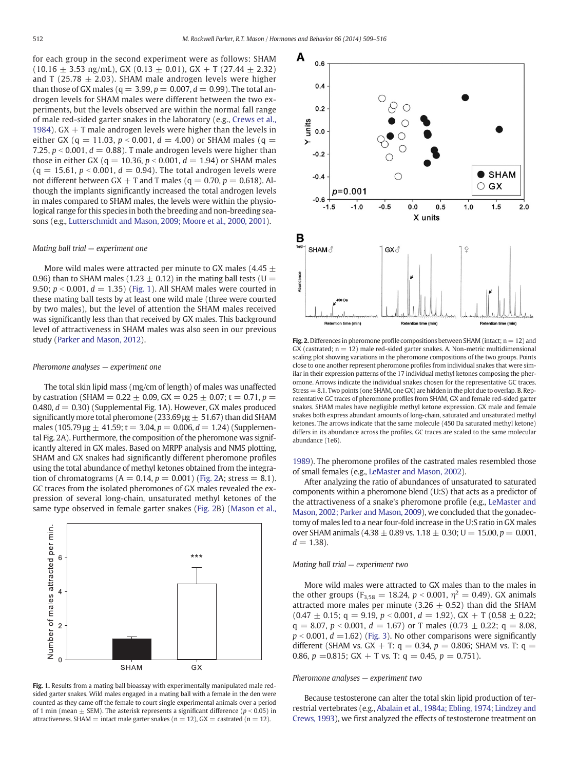for each group in the second experiment were as follows: SHAM (10.16 ± 3.53 ng/mL), GX (0.13 ± 0.01), GX + T (27.44 ± 2.32) and T (25.78 ± 2.03). SHAM male androgen levels were higher than those of GX males (q = 3.99, $p = 0.007$, $d = 0.99$). The total androgen levels for SHAM males were different between the two experiments, but the levels observed are within the normal fall range of male red-sided garter snakes in the laboratory (e.g., Crews et al., 1984). GX + T male androgen levels were higher than the levels in either GX (q = 11.03, $p < 0.001$, $d = 4.00$) or SHAM males (q = 7.25, $p < 0.001$, $d = 0.88$). T male androgen levels were higher than those in either GX (q = 10.36, $p < 0.001$, $d = 1.94$) or SHAM males (q = 15.61, $p < 0.001$, $d = 0.94$). The total androgen levels were not different between GX + T and T males (q = 0.70, $p = 0.618$). Although the implants significantly increased the total androgen levels in males compared to SHAM males, the levels were within the physiological range for this species in both the breeding and non-breeding seasons (e.g., Lutterschmidt and Mason, 2009; Moore et al., 2000, 2001).

### *Mating ball trial — experiment one*

More wild males were attracted per minute to GX males (4.45 ± 0.96) than to SHAM males (1.23 ± 0.12) in the mating ball tests (U = 9.50; $p < 0.001$, $d = 1.35$) (Fig. 1). All SHAM males were courted in these mating ball tests by at least one wild male (three were courted by two males), but the level of attention the SHAM males received was significantly less than that received by GX males. This background level of attractiveness in SHAM males was also seen in our previous study (Parker and Mason, 2012).

### *Pheromone analyses — experiment one*

The total skin lipid mass (mg/cm of length) of males was unaffected by castration (SHAM = 0.22 ± 0.09, GX = 0.25 ± 0.07; t = 0.71, $p = 0.480$, $d = 0.30$) (Supplemental Fig. 1A). However, GX males produced significantly more total pheromone (233.69 μg ± 51.67) than did SHAM males (105.79 μg ± 41.59; t = 3.04, $p = 0.006$, $d = 1.24$) (Supplemental Fig. 2A). Furthermore, the composition of the pheromone was significantly altered in GX males. Based on MRPP analysis and NMS plotting, SHAM and GX snakes had significantly different pheromone profiles using the total abundance of methyl ketones obtained from the integration of chromatograms (A = 0.14, $p = 0.001$) (Fig. 2A; stress = 8.1). GC traces from the isolated pheromones of GX males revealed the expression of several long-chain, unsaturated methyl ketones of the same type observed in female garter snakes (Fig. 2B) (Mason et al., 1989). The pheromone profiles of the castrated males resembled those of small females (e.g., LeMaster and Mason, 2002).

**Fig. 1.** Results from a mating ball bioassay with experimentally manipulated male red-sided garter snakes. Wild males engaged in a mating ball with a female in the den were counted as they came off the female to court single experimental animals over a period of 1 min (mean ± SEM). The asterisk represents a significant difference ($p < 0.05$) in attractiveness. SHAM = intact male garter snakes (n = 12), GX = castrated (n = 12).

**Fig. 2.** Differences in pheromone profile compositions between SHAM (intact; n = 12) and GX (castrated; n = 12) male red-sided garter snakes. A. Non-metric multidimensional scaling plot showing variations in the pheromone compositions of the two groups. Points close to one another represent pheromone profiles from individual snakes that were similar in their expression patterns of the 17 individual methyl ketones composing the pheromone. Arrows indicate the individual snakes chosen for the representative GC traces. Stress = 8.1. Two points (one SHAM, one GX) are hidden in the plot due to overlap. B. Representative GC traces of pheromone profiles from SHAM, GX and female red-sided garter snakes. SHAM males have negligible methyl ketone expression. GX male and female snakes both express abundant amounts of long-chain, saturated and unsaturated methyl ketones. The arrows indicate that the same molecule (450 Da saturated methyl ketone) differs in its abundance across the profiles. GC traces are scaled to the same molecular abundance (1e6).

After analyzing the ratio of abundances of unsaturated to saturated components within a pheromone blend (U:S) that acts as a predictor of the attractiveness of a snake's pheromone profile (e.g., LeMaster and Mason, 2002; Parker and Mason, 2009), we concluded that the gonadectomy of males led to a near four-fold increase in the U:S ratio in GX males over SHAM animals (4.38 ± 0.89 vs. 1.18 ± 0.30; U = 15.00, $p = 0.001$, $d = 1.38$).

### *Mating ball trial — experiment two*

More wild males were attracted to GX males than to the males in the other groups ($F_{3,58} = 18.24$, $p < 0.001$, $\eta^2 = 0.49$). GX animals attracted more males per minute (3.26 ± 0.52) than did the SHAM (0.47 ± 0.15; q = 9.19, $p < 0.001$, $d = 1.92$), GX + T (0.58 ± 0.22; q = 8.07, $p < 0.001$, $d = 1.67$) or T males (0.73 ± 0.22; q = 8.08, $p < 0.001$, $d = 1.62$) (Fig. 3). No other comparisons were significantly different (SHAM vs. GX + T: q = 0.34, $p = 0.806$; SHAM vs. T: q = 0.86, $p = 0.815$; GX + T vs. T: q = 0.45, $p = 0.751$).

### *Pheromone analyses — experiment two*

Because testosterone can alter the total skin lipid production of terrestrial vertebrates (e.g., Abalain et al., 1984a; Ebling, 1974; Lindzey and Crews, 1993), we first analyzed the effects of testosterone treatment on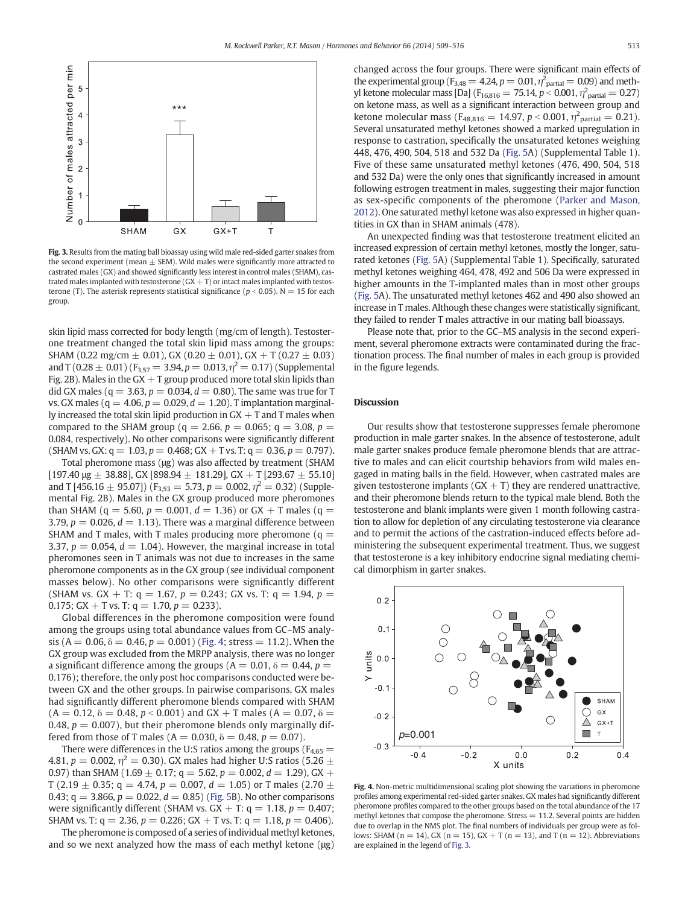**Fig. 3.** Results from the mating ball bioassay using wild male red-sided garter snakes from the second experiment (mean ± SEM). Wild males were significantly more attracted to castrated males (GX) and showed significantly less interest in control males (SHAM), castrated males implanted with testosterone (GX + T) or intact males implanted with testosterone (T). The asterisk represents statistical significance ($p < 0.05$). N = 15 for each group.

skin lipid mass corrected for body length (mg/cm of length). Testosterone treatment changed the total skin lipid mass among the groups: SHAM (0.22 mg/cm ± 0.01), GX (0.20 ± 0.01), GX + T (0.27 ± 0.03) and T (0.28 ± 0.01) ($F_{3,57} = 3.94$, $p = 0.013$, $\eta^2 = 0.17$) (Supplemental Fig. 2B). Males in the GX + T group produced more total skin lipids than did GX males ($q = 3.63$, $p = 0.034$, $d = 0.80$). The same was true for T vs. GX males ($q = 4.06$, $p = 0.029$, $d = 1.20$). T implantation marginally increased the total skin lipid production in GX + T and T males when compared to the SHAM group ($q = 2.66$, $p = 0.065$; $q = 3.08$, $p = 0.084$, respectively). No other comparisons were significantly different (SHAM vs. GX: $q = 1.03$, $p = 0.468$; GX + T vs. T: $q = 0.36$, $p = 0.797$).

Total pheromone mass (μg) was also affected by treatment (SHAM [197.40 μg ± 38.88], GX [898.94 ± 181.29], GX + T [293.67 ± 55.10] and T [456.16 ± 95.07]) ($F_{3,53} = 5.73$, $p = 0.002$, $\eta^2 = 0.32$) (Supplemental Fig. 2B). Males in the GX group produced more pheromones than SHAM ($q = 5.60$, $p = 0.001$, $d = 1.36$) or GX + T males ($q = 3.79$, $p = 0.026$, $d = 1.13$). There was a marginal difference between SHAM and T males, with T males producing more pheromone ($q = 3.37$, $p = 0.054$, $d = 1.04$). However, the marginal increase in total pheromones seen in T animals was not due to increases in the same pheromone components as in the GX group (see individual component masses below). No other comparisons were significantly different (SHAM vs. GX + T: $q = 1.67$, $p = 0.243$; GX vs. T: $q = 1.94$, $p = 0.175$; GX + T vs. T: $q = 1.70$, $p = 0.233$).

Global differences in the pheromone composition were found among the groups using total abundance values from GC–MS analysis ($A = 0.06$, $\delta = 0.46$, $p = 0.001$) (Fig. 4; stress = 11.2). When the GX group was excluded from the MRPP analysis, there was no longer a significant difference among the groups ($A = 0.01$, $\delta = 0.44$, $p = 0.176$); therefore, the only post hoc comparisons conducted were between GX and the other groups. In pairwise comparisons, GX males had significantly different pheromone blends compared with SHAM ($A = 0.12$, $\delta = 0.48$, $p < 0.001$) and GX + T males ($A = 0.07$, $\delta = 0.48$, $p = 0.007$), but their pheromone blends only marginally differed from those of T males ($A = 0.030$, $\delta = 0.48$, $p = 0.07$).

There were differences in the U:S ratios among the groups ($F_{4,65} = 4.81$, $p = 0.002$, $\eta^2 = 0.30$). GX males had higher U:S ratios (5.26 ± 0.97) than SHAM (1.69 ± 0.17; $q = 5.62$, $p = 0.002$, $d = 1.29$), GX + T (2.19 ± 0.35; $q = 4.74$, $p = 0.007$, $d = 1.05$) or T males (2.70 ± 0.43; $q = 3.866$, $p = 0.022$, $d = 0.85$) (Fig. 5B). No other comparisons were significantly different (SHAM vs. GX + T: $q = 1.18$, $p = 0.407$; SHAM vs. T: $q = 2.36$, $p = 0.226$; GX + T vs. T: $q = 1.18$, $p = 0.406$).

The pheromone is composed of a series of individual methyl ketones, and so we next analyzed how the mass of each methyl ketone (μg) changed across the four groups. There were significant main effects of the experimental group ($F_{3,48} = 4.24$, $p = 0.01$, $\eta^2_{\text{partial}} = 0.09$) and methyl ketone molecular mass [Da] ($F_{16,816} = 75.14$, $p < 0.001$, $\eta^2_{\text{partial}} = 0.27$) on ketone mass, as well as a significant interaction between group and ketone molecular mass ($F_{48,816} = 14.97$, $p < 0.001$, $\eta^2_{\text{partial}} = 0.21$). Several unsaturated methyl ketones showed a marked upregulation in response to castration, specifically the unsaturated ketones weighing 448, 476, 490, 504, 518 and 532 Da (Fig. 5A) (Supplemental Table 1). Five of these same unsaturated methyl ketones (476, 490, 504, 518 and 532 Da) were the only ones that significantly increased in amount following estrogen treatment in males, suggesting their major function as sex-specific components of the pheromone (Parker and Mason, 2012). One saturated methyl ketone was also expressed in higher quantities in GX than in SHAM animals (478).

An unexpected finding was that testosterone treatment elicited an increased expression of certain methyl ketones, mostly the longer, saturated ketones (Fig. 5A) (Supplemental Table 1). Specifically, saturated methyl ketones weighing 464, 478, 492 and 506 Da were expressed in higher amounts in the T-implanted males than in most other groups (Fig. 5A). The unsaturated methyl ketones 462 and 490 also showed an increase in T males. Although these changes were statistically significant, they failed to render T males attractive in our mating ball bioassays.

Please note that, prior to the GC–MS analysis in the second experiment, several pheromone extracts were contaminated during the fractionation process. The final number of males in each group is provided in the figure legends.

## Discussion

Our results show that testosterone suppresses female pheromone production in male garter snakes. In the absence of testosterone, adult male garter snakes produce female pheromone blends that are attractive to males and can elicit courtship behaviors from wild males engaged in mating balls in the field. However, when castrated males are given testosterone implants (GX + T) they are rendered unattractive, and their pheromone blends return to the typical male blend. Both the testosterone and blank implants were given 1 month following castration to allow for depletion of any circulating testosterone via clearance and to permit the actions of the castration-induced effects before administering the subsequent experimental treatment. Thus, we suggest that testosterone is a key inhibitory endocrine signal mediating chemical dimorphism in garter snakes.

**Fig. 4.** Non-metric multidimensional scaling plot showing the variations in pheromone profiles among experimental red-sided garter snakes. GX males had significantly different pheromone profiles compared to the other groups based on the total abundance of the 17 methyl ketones that compose the pheromone. Stress = 11.2. Several points are hidden due to overlap in the NMS plot. The final numbers of individuals per group were as follows: SHAM (n = 14), GX (n = 15), GX + T (n = 13), and T (n = 12). Abbreviations are explained in the legend of Fig. 3.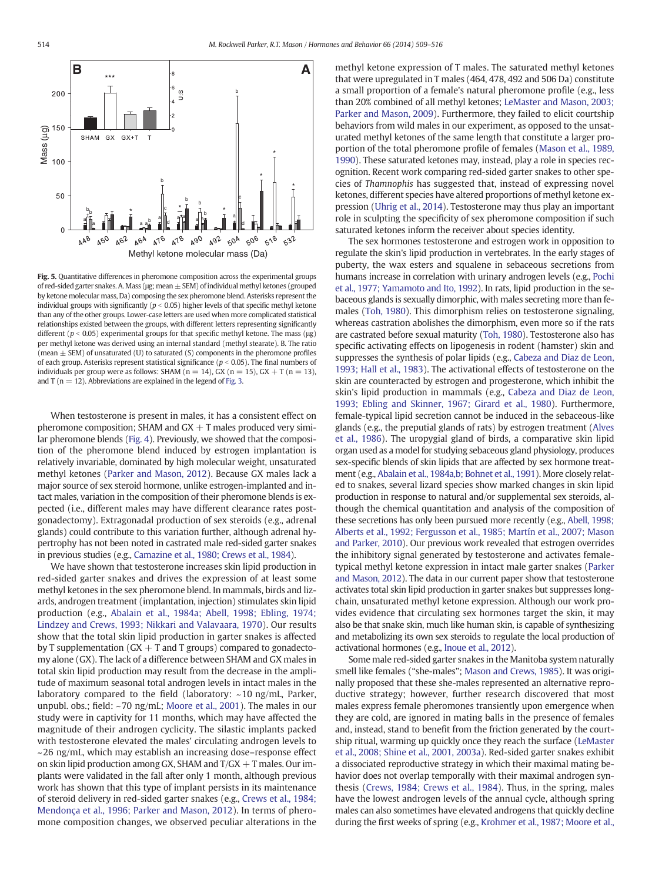**Fig. 5.** Quantitative differences in pheromone composition across the experimental groups of red-sided garter snakes. A. Mass (μg; mean ± SEM) of individual methyl ketones (grouped by ketone molecular mass, Da) composing the sex pheromone blend. Asterisks represent the individual groups with significantly ($p < 0.05$) higher levels of that specific methyl ketone than any of the other groups. Lower-case letters are used when more complicated statistical relationships existed between the groups, with different letters representing significantly different ($p < 0.05$) experimental groups for that specific methyl ketone. The mass (μg) per methyl ketone was derived using an internal standard (methyl stearate). B. The ratio (mean ± SEM) of unsaturated (U) to saturated (S) components in the pheromone profiles of each group. Asterisks represent statistical significance ($p < 0.05$). The final numbers of individuals per group were as follows: SHAM (n = 14), GX (n = 15), GX + T (n = 13), and T (n = 12). Abbreviations are explained in the legend of Fig. 3.

When testosterone is present in males, it has a consistent effect on pheromone composition; SHAM and GX + T males produced very similar pheromone blends (Fig. 4). Previously, we showed that the composition of the pheromone blend induced by estrogen implantation is relatively invariable, dominated by high molecular weight, unsaturated methyl ketones (Parker and Mason, 2012). Because GX males lack a major source of sex steroid hormone, unlike estrogen-implanted and intact males, variation in the composition of their pheromone blends is expected (i.e., different males may have different clearance rates post-gonadectomy). Extragonadal production of sex steroids (e.g., adrenal glands) could contribute to this variation further, although adrenal hypertrophy has not been noted in castrated male red-sided garter snakes in previous studies (e.g., Camazine et al., 1980; Crews et al., 1984).

We have shown that testosterone increases skin lipid production in red-sided garter snakes and drives the expression of at least some methyl ketones in the sex pheromone blend. In mammals, birds and lizards, androgen treatment (implantation, injection) stimulates skin lipid production (e.g., Abalain et al., 1984a; Abell, 1998; Ebling, 1974; Lindzey and Crews, 1993; Nikkari and Valavaara, 1970). Our results show that the total skin lipid production in garter snakes is affected by T supplementation (GX + T and T groups) compared to gonadectomy alone (GX). The lack of a difference between SHAM and GX males in total skin lipid production may result from the decrease in the amplitude of maximum seasonal total androgen levels in intact males in the laboratory compared to the field (laboratory: ~10 ng/mL, Parker, unpubl. obs.; field: ~70 ng/mL; Moore et al., 2001). The males in our study were in captivity for 11 months, which may have affected the magnitude of their androgen cyclicity. The silastic implants packed with testosterone elevated the males' circulating androgen levels to ~26 ng/mL, which may establish an increasing dose–response effect on skin lipid production among GX, SHAM and T/GX + T males. Our implants were validated in the fall after only 1 month, although previous work has shown that this type of implant persists in its maintenance of steroid delivery in red-sided garter snakes (e.g., Crews et al., 1984; Mendonça et al., 1996; Parker and Mason, 2012). In terms of pheromone composition changes, we observed peculiar alterations in the methyl ketone expression of T males. The saturated methyl ketones that were upregulated in T males (464, 478, 492 and 506 Da) constitute a small proportion of a female's natural pheromone profile (e.g., less than 20% combined of all methyl ketones; LeMaster and Mason, 2003; Parker and Mason, 2009). Furthermore, they failed to elicit courtship behaviors from wild males in our experiment, as opposed to the unsaturated methyl ketones of the same length that constitute a larger proportion of the total pheromone profile of females (Mason et al., 1989, 1990). These saturated ketones may, instead, play a role in species recognition. Recent work comparing red-sided garter snakes to other species of *Thamnophis* has suggested that, instead of expressing novel ketones, different species have altered proportions of methyl ketone expression (Uhrig et al., 2014). Testosterone may thus play an important role in sculpting the specificity of sex pheromone composition if such saturated ketones inform the receiver about species identity.

The sex hormones testosterone and estrogen work in opposition to regulate the skin's lipid production in vertebrates. In the early stages of puberty, the wax esters and squalene in sebaceous secretions from humans increase in correlation with urinary androgen levels (e.g., Pochi et al., 1977; Yamamoto and Ito, 1992). In rats, lipid production in the sebaceous glands is sexually dimorphic, with males secreting more than females (Toh, 1980). This dimorphism relies on testosterone signaling, whereas castration abolishes the dimorphism, even more so if the rats are castrated before sexual maturity (Toh, 1980). Testosterone also has specific activating effects on lipogenesis in rodent (hamster) skin and suppresses the synthesis of polar lipids (e.g., Cabeza and Diaz de Leon, 1993; Hall et al., 1983). The activational effects of testosterone on the skin are counteracted by estrogen and progesterone, which inhibit the skin's lipid production in mammals (e.g., Cabeza and Diaz de Leon, 1993; Ebling and Skinner, 1967; Girard et al., 1980). Furthermore, female-typical lipid secretion cannot be induced in the sebaceous-like glands (e.g., the preputial glands of rats) by estrogen treatment (Alves et al., 1986). The uropygial gland of birds, a comparative skin lipid organ used as a model for studying sebaceous gland physiology, produces sex-specific blends of skin lipids that are affected by sex hormone treatment (e.g., Abalain et al., 1984a,b; Bohnet et al., 1991). More closely related to snakes, several lizard species show marked changes in skin lipid production in response to natural and/or supplemental sex steroids, although the chemical quantitation and analysis of the composition of these secretions has only been pursued more recently (e.g., Abell, 1998; Alberts et al., 1992; Fergusson et al., 1985; Martín et al., 2007; Mason and Parker, 2010). Our previous work revealed that estrogen overrides the inhibitory signal generated by testosterone and activates female-typical methyl ketone expression in intact male garter snakes (Parker and Mason, 2012). The data in our current paper show that testosterone activates total skin lipid production in garter snakes but suppresses long-chain, unsaturated methyl ketone expression. Although our work provides evidence that circulating sex hormones target the skin, it may also be that snake skin, much like human skin, is capable of synthesizing and metabolizing its own sex steroids to regulate the local production of activational hormones (e.g., Inoue et al., 2012).

Some male red-sided garter snakes in the Manitoba system naturally smell like females ("she-males"; Mason and Crews, 1985). It was originally proposed that these she-males represented an alternative reproductive strategy; however, further research discovered that most males express female pheromones transiently upon emergence when they are cold, are ignored in mating balls in the presence of females and, instead, stand to benefit from the friction generated by the courtship ritual, warming up quickly once they reach the surface (LeMaster et al., 2008; Shine et al., 2001, 2003a). Red-sided garter snakes exhibit a dissociated reproductive strategy in which their maximal mating behavior does not overlap temporally with their maximal androgen synthesis (Crews, 1984; Crews et al., 1984). Thus, in the spring, males have the lowest androgen levels of the annual cycle, although spring males can also sometimes have elevated androgens that quickly decline during the first weeks of spring (e.g., Krohmer et al., 1987; Moore et al.,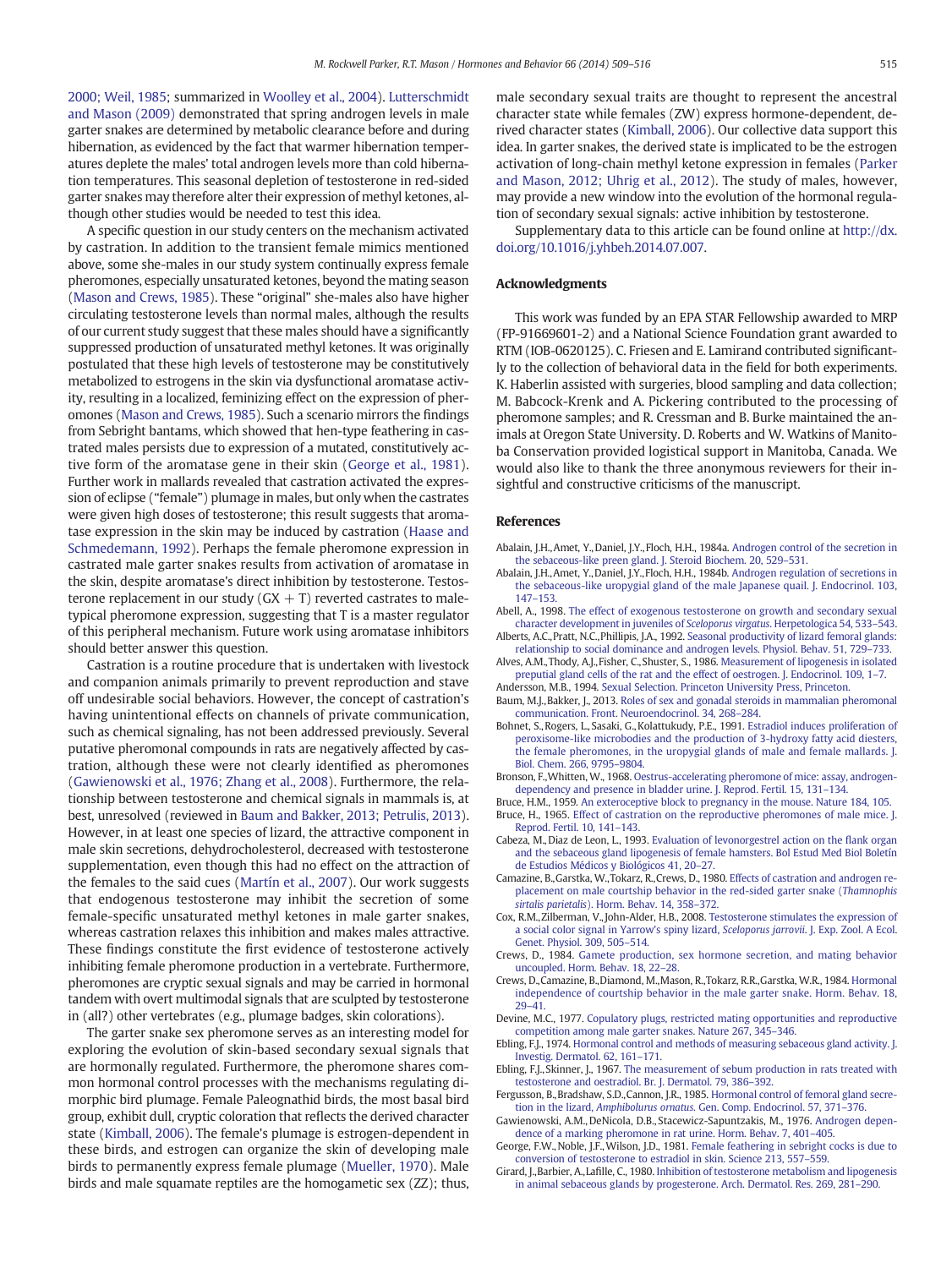2000; Weil, 1985; summarized in Woolley et al., 2004). Lutterschmidt and Mason (2009) demonstrated that spring androgen levels in male garter snakes are determined by metabolic clearance before and during hibernation, as evidenced by the fact that warmer hibernation temperatures deplete the males' total androgen levels more than cold hibernation temperatures. This seasonal depletion of testosterone in red-sided garter snakes may therefore alter their expression of methyl ketones, although other studies would be needed to test this idea.

A specific question in our study centers on the mechanism activated by castration. In addition to the transient female mimics mentioned above, some she-males in our study system continually express female pheromones, especially unsaturated ketones, beyond the mating season (Mason and Crews, 1985). These "original" she-males also have higher circulating testosterone levels than normal males, although the results of our current study suggest that these males should have a significantly suppressed production of unsaturated methyl ketones. It was originally postulated that these high levels of testosterone may be constitutively metabolized to estrogens in the skin via dysfunctional aromatase activity, resulting in a localized, feminizing effect on the expression of pheromones (Mason and Crews, 1985). Such a scenario mirrors the findings from Sebright bantams, which showed that hen-type feathering in castrated males persists due to expression of a mutated, constitutively active form of the aromatase gene in their skin (George et al., 1981). Further work in mallards revealed that castration activated the expression of eclipse ("female") plumage in males, but only when the castrates were given high doses of testosterone; this result suggests that aromatase expression in the skin may be induced by castration (Haase and Schmedemann, 1992). Perhaps the female pheromone expression in castrated male garter snakes results from activation of aromatase in the skin, despite aromatase's direct inhibition by testosterone. Testosterone replacement in our study (GX + T) reverted castrates to male-typical pheromone expression, suggesting that T is a master regulator of this peripheral mechanism. Future work using aromatase inhibitors should better answer this question.

Castration is a routine procedure that is undertaken with livestock and companion animals primarily to prevent reproduction and stave off undesirable social behaviors. However, the concept of castration's having unintentional effects on channels of private communication, such as chemical signaling, has not been addressed previously. Several putative pheromonal compounds in rats are negatively affected by castration, although these were not clearly identified as pheromones (Gawienowski et al., 1976; Zhang et al., 2008). Furthermore, the relationship between testosterone and chemical signals in mammals is, at best, unresolved (reviewed in Baum and Bakker, 2013; Petrulis, 2013). However, in at least one species of lizard, the attractive component in male skin secretions, dehydrocholesterol, decreased with testosterone supplementation, even though this had no effect on the attraction of the females to the said cues (Martín et al., 2007). Our work suggests that endogenous testosterone may inhibit the secretion of some female-specific unsaturated methyl ketones in male garter snakes, whereas castration relaxes this inhibition and makes males attractive. These findings constitute the first evidence of testosterone actively inhibiting female pheromone production in a vertebrate. Furthermore, pheromones are cryptic sexual signals and may be carried in hormonal tandem with overt multimodal signals that are sculpted by testosterone in (all?) other vertebrates (e.g., plumage badges, skin colorations).

The garter snake sex pheromone serves as an interesting model for exploring the evolution of skin-based secondary sexual signals that are hormonally regulated. Furthermore, the pheromone shares common hormonal control processes with the mechanisms regulating dimorphic bird plumage. Female Paleognathid birds, the most basal bird group, exhibit dull, cryptic coloration that reflects the derived character state (Kimball, 2006). The female's plumage is estrogen-dependent in these birds, and estrogen can organize the skin of developing male birds to permanently express female plumage (Mueller, 1970). Male birds and male squamate reptiles are the homogametic sex (ZZ); thus, male secondary sexual traits are thought to represent the ancestral character state while females (ZW) express hormone-dependent, derived character states (Kimball, 2006). Our collective data support this idea. In garter snakes, the derived state is implicated to be the estrogen activation of long-chain methyl ketone expression in females (Parker and Mason, 2012; Uhrig et al., 2012). The study of males, however, may provide a new window into the evolution of the hormonal regulation of secondary sexual signals: active inhibition by testosterone.

Supplementary data to this article can be found online at http://dx.doi.org/10.1016/j.yhbeh.2014.07.007.

## Acknowledgments

This work was funded by an EPA STAR Fellowship awarded to MRP (FP-91669601-2) and a National Science Foundation grant awarded to RTM (IOB-0620125). C. Friesen and E. Lamirand contributed significantly to the collection of behavioral data in the field for both experiments. K. Haberlin assisted with surgeries, blood sampling and data collection; M. Babcock-Krenk and A. Pickering contributed to the processing of pheromone samples; and R. Cressman and B. Burke maintained the animals at Oregon State University. D. Roberts and W. Watkins of Manitoba Conservation provided logistical support in Manitoba, Canada. We would also like to thank the three anonymous reviewers for their insightful and constructive criticisms of the manuscript.

## References

Abalain, J.H., Amet, Y., Daniel, J.Y., Floch, H.H., 1984a. Androgen control of the secretion in the sebaceous-like preen gland. J. Steroid Biochem. 20, 529–531.

Abalain, J.H., Amet, Y., Daniel, J.Y., Floch, H.H., 1984b. Androgen regulation of secretions in the sebaceous-like uropygial gland of the male Japanese quail. J. Endocrinol. 103, 147–153.

Abell, A., 1998. The effect of exogenous testosterone on growth and secondary sexual character development in juveniles of *Sceloporus virgatus*. Herpetologica 54, 533–543.

Alberts, A.C., Pratt, N.C., Phillipis, J.A., 1992. Seasonal productivity of lizard femoral glands: relationship to social dominance and androgen levels. Physiol. Behav. 51, 729–733.

Alves, A.M., Thody, A.J., Fisher, C., Shuster, S., 1986. Measurement of lipogenesis in isolated preputial gland cells of the rat and the effect of oestrogen. J. Endocrinol. 109, 1–7.

Andersson, M.B., 1994. Sexual Selection. Princeton University Press, Princeton.

Baum, M.J., Bakker, J., 2013. Roles of sex and gonadal steroids in mammalian pheromonal communication. Front. Neuroendocrinol. 34, 268–284.

Bohnet, S., Rogers, L., Sasaki, G., Kolattukudy, P.E., 1991. Estradiol induces proliferation of peroxisome-like microbodies and the production of 3-hydroxy fatty acid diesters, the female pheromones, in the uropygial glands of male and female mallards. J. Biol. Chem. 266, 9795–9804.

Bronson, F., Whitten, W., 1968. Oestrus-accelerating pheromone of mice: assay, androgen-dependency and presence in bladder urine. J. Reprod. Fertil. 15, 131–134.

Bruce, H.M., 1959. An exteroceptive block to pregnancy in the mouse. Nature 184, 105.

Bruce, H., 1965. Effect of castration on the reproductive pheromones of male mice. J. Reprod. Fertil. 10, 141–143.

Cabeza, M., Diaz de Leon, L., 1993. Evaluation of levonorgestrel action on the flank organ and the sebaceous gland lipogenesis of female hamsters. Bol Estud Med Biol Boletín de Estudios Médicos y Biológicos 41, 20–27.

Camazine, B., Garstka, W., Tokarz, R., Crews, D., 1980. Effects of castration and androgen replacement on male courtship behavior in the red-sided garter snake (*Thamnophis sirtalis parietalis*). Horm. Behav. 14, 358–372.

Cox, R.M., Zilberman, V., John-Alder, H.B., 2008. Testosterone stimulates the expression of a social color signal in Yarrow's spiny lizard, *Sceloporus jarrovii*. J. Exp. Zool. A Ecol. Genet. Physiol. 309, 505–514.

Crews, D., 1984. Gamete production, sex hormone secretion, and mating behavior uncoupled. Horm. Behav. 18, 22–28.

Crews, D., Camazine, B., Diamond, M., Mason, R., Tokarz, R.R., Garstka, W.R., 1984. Hormonal independence of courtship behavior in the male garter snake. Horm. Behav. 18, 29–41.

Devine, M.C., 1977. Copulatory plugs, restricted mating opportunities and reproductive competition among male garter snakes. Nature 267, 345–346.

Ebling, F.J., 1974. Hormonal control and methods of measuring sebaceous gland activity. J. Investig. Dermatol. 62, 161–171.

Ebling, F.J., Skinner, J., 1967. The measurement of sebum production in rats treated with testosterone and oestradiol. Br. J. Dermatol. 79, 386–392.

Fergusson, B., Bradshaw, S.D., Cannon, J.R., 1985. Hormonal control of femoral gland secretion in the lizard, *Amphibolurus ornatus*. Gen. Comp. Endocrinol. 57, 371–376.

Gawienowski, A.M., DeNicola, D.B., Stacewicz-Sapuntzakis, M., 1976. Androgen dependence of a marking pheromone in rat urine. Horm. Behav. 7, 401–405.

George, F.W., Noble, J.F., Wilson, J.D., 1981. Female feathering in sebright cocks is due to conversion of testosterone to estradiol in skin. Science 213, 557–559.

Girard, J., Barbier, A., Lafille, C., 1980. Inhibition of testosterone metabolism and lipogenesis in animal sebaceous glands by progesterone. Arch. Dermatol. Res. 269, 281–290.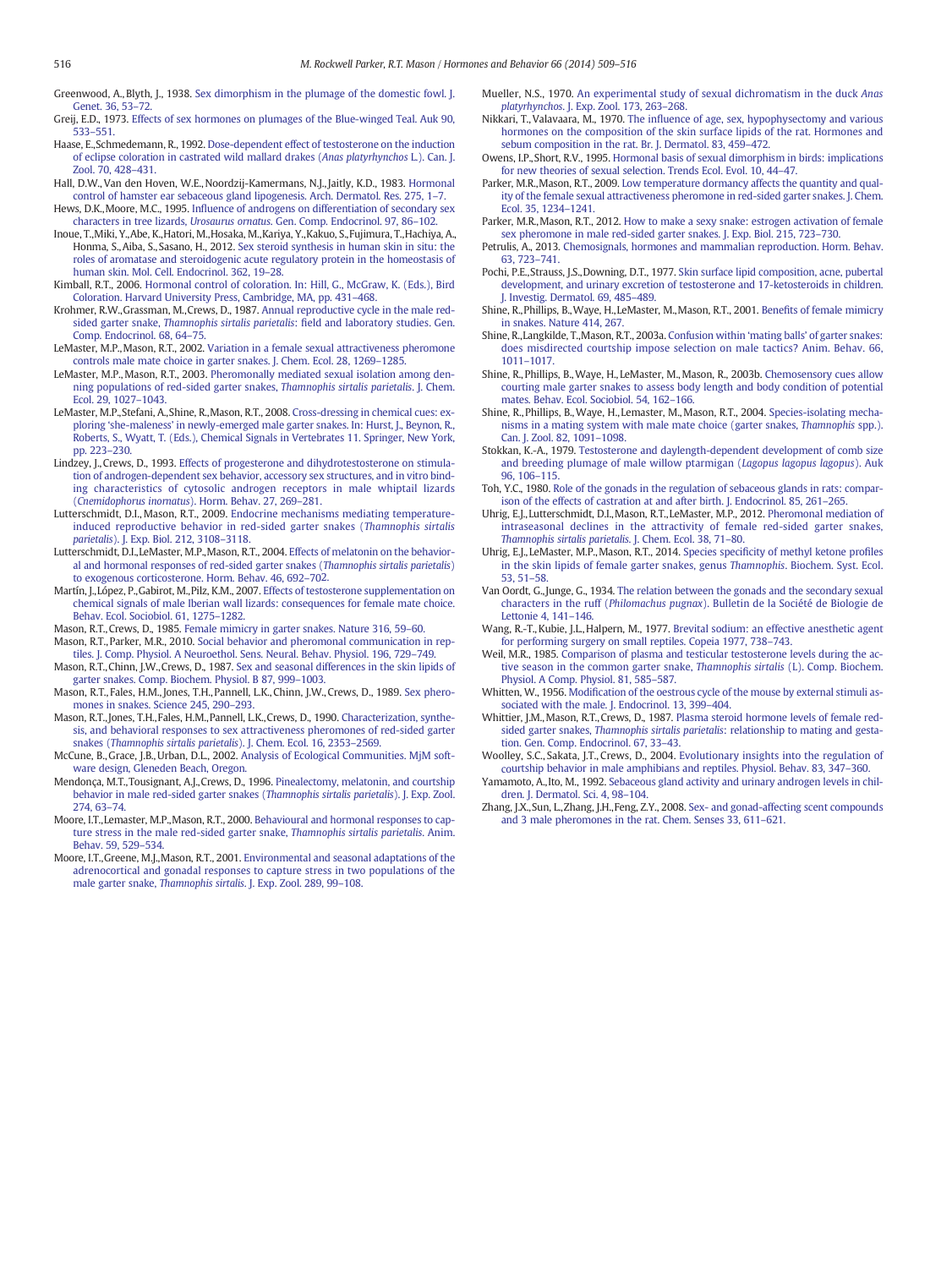Greenwood, A., Blyth, J., 1938. Sex dimorphism in the plumage of the domestic fowl. J. Genet. 36, 53–72.

Greij, E.D., 1973. Effects of sex hormones on plumages of the Blue-winged Teal. Auk 90, 533–551.

Haase, E., Schmedemann, R., 1992. Dose-dependent effect of testosterone on the induction of eclipse coloration in castrated wild mallard drakes (*Anas platyrhynchos* L.). Can. J. Zool. 70, 428–431.

Hall, D.W., Van den Hoven, W.E., Noordzij-Kamermans, N.J., Jaitly, K.D., 1983. Hormonal control of hamster ear sebaceous gland lipogenesis. Arch. Dermatol. Res. 275, 1–7.

Hews, D.K., Moore, M.C., 1995. Influence of androgens on differentiation of secondary sex characters in tree lizards, *Urosaurus ornatus*. Gen. Comp. Endocrinol. 97, 86–102.

Inoue, T., Miki, Y., Abe, K., Hatori, M., Hosaka, M., Kariya, Y., Kakuo, S., Fujimura, T., Hachiya, A., Honma, S., Aiba, S., Sasano, H., 2012. Sex steroid synthesis in human skin in situ: the roles of aromatase and steroidogenic acute regulatory protein in the homeostasis of human skin. Mol. Cell. Endocrinol. 362, 19–28.

Kimball, R.T., 2006. Hormonal control of coloration. In: Hill, G., McGraw, K. (Eds.), Bird Coloration. Harvard University Press, Cambridge, MA, pp. 431–468.

Krohmer, R.W., Grassman, M., Crews, D., 1987. Annual reproductive cycle in the male red-sided garter snake, *Thamnophis sirtalis parietalis*: field and laboratory studies. Gen. Comp. Endocrinol. 68, 64–75.

LeMaster, M.P., Mason, R.T., 2002. Variation in a female sexual attractiveness pheromone controls male mate choice in garter snakes. J. Chem. Ecol. 28, 1269–1285.

LeMaster, M.P., Mason, R.T., 2003. Pheromonally mediated sexual isolation among denning populations of red-sided garter snakes, *Thamnophis sirtalis parietalis*. J. Chem. Ecol. 29, 1027–1043.

LeMaster, M.P., Stefani, A., Shine, R., Mason, R.T., 2008. Cross-dressing in chemical cues: exploring 'she-maleness' in newly-emerged male garter snakes. In: Hurst, J., Beynon, R., Roberts, S., Wyatt, T. (Eds.), Chemical Signals in Vertebrates 11. Springer, New York, pp. 223–230.

Lindzey, J., Crews, D., 1993. Effects of progesterone and dihydrotestosterone on stimulation of androgen-dependent sex behavior, accessory sex structures, and in vitro binding characteristics of cytosolic androgen receptors in male whiptail lizards (*Cnemidophorus inornatus*). Horm. Behav. 27, 269–281.

Lutterschmidt, D.I., Mason, R.T., 2009. Endocrine mechanisms mediating temperature-induced reproductive behavior in red-sided garter snakes (*Thamnophis sirtalis parietalis*). J. Exp. Biol. 212, 3108–3118.

Lutterschmidt, D.I., LeMaster, M.P., Mason, R.T., 2004. Effects of melatonin on the behavioral and hormonal responses of red-sided garter snakes (*Thamnophis sirtalis parietalis*) to exogenous corticosterone. Horm. Behav. 46, 692–702.

Martín, J., López, P., Gabirot, M., Pilz, K.M., 2007. Effects of testosterone supplementation on chemical signals of male Iberian wall lizards: consequences for female mate choice. Behav. Ecol. Sociobiol. 61, 1275–1282.

Mason, R.T., Crews, D., 1985. Female mimicry in garter snakes. Nature 316, 59–60.

Mason, R.T., Parker, M.R., 2010. Social behavior and pheromonal communication in reptiles. J. Comp. Physiol. A Neuroethol. Sens. Neural. Behav. Physiol. 196, 729–749.

Mason, R.T., Chinn, J.W., Crews, D., 1987. Sex and seasonal differences in the skin lipids of garter snakes. Comp. Biochem. Physiol. B 87, 999–1003.

Mason, R.T., Fales, H.M., Jones, T.H., Pannell, L.K., Chinn, J.W., Crews, D., 1989. Sex pheromones in snakes. Science 245, 290–293.

Mason, R.T., Jones, T.H., Fales, H.M., Pannell, L.K., Crews, D., 1990. Characterization, synthesis, and behavioral responses to sex attractiveness pheromones of red-sided garter snakes (*Thamnophis sirtalis parietalis*). J. Chem. Ecol. 16, 2353–2569.

McCune, B., Grace, J.B., Urban, D.L., 2002. Analysis of Ecological Communities. MjM software design, Gleneden Beach, Oregon.

Mendonça, M.T., Tousignant, A.J., Crews, D., 1996. Pinealectomy, melatonin, and courtship behavior in male red-sided garter snakes (*Thamnophis sirtalis parietalis*). J. Exp. Zool. 274, 63–74.

Moore, I.T., Lemaster, M.P., Mason, R.T., 2000. Behavioural and hormonal responses to capture stress in the male red-sided garter snake, *Thamnophis sirtalis parietalis*. Anim. Behav. 59, 529–534.

Moore, I.T., Greene, M.J., Mason, R.T., 2001. Environmental and seasonal adaptations of the adrenocortical and gonadal responses to capture stress in two populations of the male garter snake, *Thamnophis sirtalis*. J. Exp. Zool. 289, 99–108.

Mueller, N.S., 1970. An experimental study of sexual dichromatism in the duck *Anas platyrhynchos*. J. Exp. Zool. 173, 263–268.

Nikkari, T., Valavaara, M., 1970. The influence of age, sex, hypophysectomy and various hormones on the composition of the skin surface lipids of the rat. Hormones and sebum composition in the rat. Br. J. Dermatol. 83, 459–472.

Owens, I.P., Short, R.V., 1995. Hormonal basis of sexual dimorphism in birds: implications for new theories of sexual selection. Trends Ecol. Evol. 10, 44–47.

Parker, M.R., Mason, R.T., 2009. Low temperature dormancy affects the quantity and quality of the female sexual attractiveness pheromone in red-sided garter snakes. J. Chem. Ecol. 35, 1234–1241.

Parker, M.R., Mason, R.T., 2012. How to make a sexy snake: estrogen activation of female sex pheromone in male red-sided garter snakes. J. Exp. Biol. 215, 723–730.

Petrulis, A., 2013. Chemosignals, hormones and mammalian reproduction. Horm. Behav. 63, 723–741.

Pochi, P.E., Strauss, J.S., Downing, D.T., 1977. Skin surface lipid composition, acne, pubertal development, and urinary excretion of testosterone and 17-ketosteroids in children. J. Investig. Dermatol. 69, 485–489.

Shine, R., Phillips, B., Waye, H., LeMaster, M., Mason, R.T., 2001. Benefits of female mimicry in snakes. Nature 414, 267.

Shine, R., Langkilde, T., Mason, R.T., 2003a. Confusion within 'mating balls' of garter snakes: does misdirected courtship impose selection on male tactics? Anim. Behav. 66, 1011–1017.

Shine, R., Phillips, B., Waye, H., LeMaster, M., Mason, R., 2003b. Chemosensory cues allow courting male garter snakes to assess body length and body condition of potential mates. Behav. Ecol. Sociobiol. 54, 162–166.

Shine, R., Phillips, B., Waye, H., Lemaster, M., Mason, R.T., 2004. Species-isolating mechanisms in a mating system with male mate choice (garter snakes, *Thamnophis* spp.). Can. J. Zool. 82, 1091–1098.

Stokkan, K.-A., 1979. Testosterone and daylength-dependent development of comb size and breeding plumage of male willow ptarmigan (*Lagopus lagopus lagopus*). Auk 96, 106–115.

Toh, Y.C., 1980. Role of the gonads in the regulation of sebaceous glands in rats: comparison of the effects of castration at and after birth. J. Endocrinol. 85, 261–265.

Uhrig, E.J., Lutterschmidt, D.I., Mason, R.T., LeMaster, M.P., 2012. Pheromonal mediation of intraseasonal declines in the attractivity of female red-sided garter snakes, *Thamnophis sirtalis parietalis*. J. Chem. Ecol. 38, 71–80.

Uhrig, E.J., LeMaster, M.P., Mason, R.T., 2014. Species specificity of methyl ketone profiles in the skin lipids of female garter snakes, genus *Thamnophis*. Biochem. Syst. Ecol. 53, 51–58.

Van Oordt, G., Junge, G., 1934. The relation between the gonads and the secondary sexual characters in the ruff (*Philomachus pugnax*). Bulletin de la Société de Biologie de Lettonie 4, 141–146.

Wang, R.-T., Kubie, J.L., Halpern, M., 1977. Brevital sodium: an effective anesthetic agent for performing surgery on small reptiles. Copeia 1977, 738–743.

Weil, M.R., 1985. Comparison of plasma and testicular testosterone levels during the active season in the common garter snake, *Thamnophis sirtalis* (L). Comp. Biochem. Physiol. A Comp. Physiol. 81, 585–587.

Whitten, W., 1956. Modification of the oestrous cycle of the mouse by external stimuli associated with the male. J. Endocrinol. 13, 399–404.

Whittier, J.M., Mason, R.T., Crews, D., 1987. Plasma steroid hormone levels of female red-sided garter snakes, *Thamnophis sirtalis parietalis*: relationship to mating and gestation. Gen. Comp. Endocrinol. 67, 33–43.

Woolley, S.C., Sakata, J.T., Crews, D., 2004. Evolutionary insights into the regulation of courtship behavior in male amphibians and reptiles. Physiol. Behav. 83, 347–360.

Yamamoto, A., Ito, M., 1992. Sebaceous gland activity and urinary androgen levels in children. J. Dermatol. Sci. 4, 98–104.

Zhang, J.X., Sun, L., Zhang, J.H., Feng, Z.Y., 2008. Sex- and gonad-affecting scent compounds and 3 male pheromones in the rat. Chem. Senses 33, 611–621.